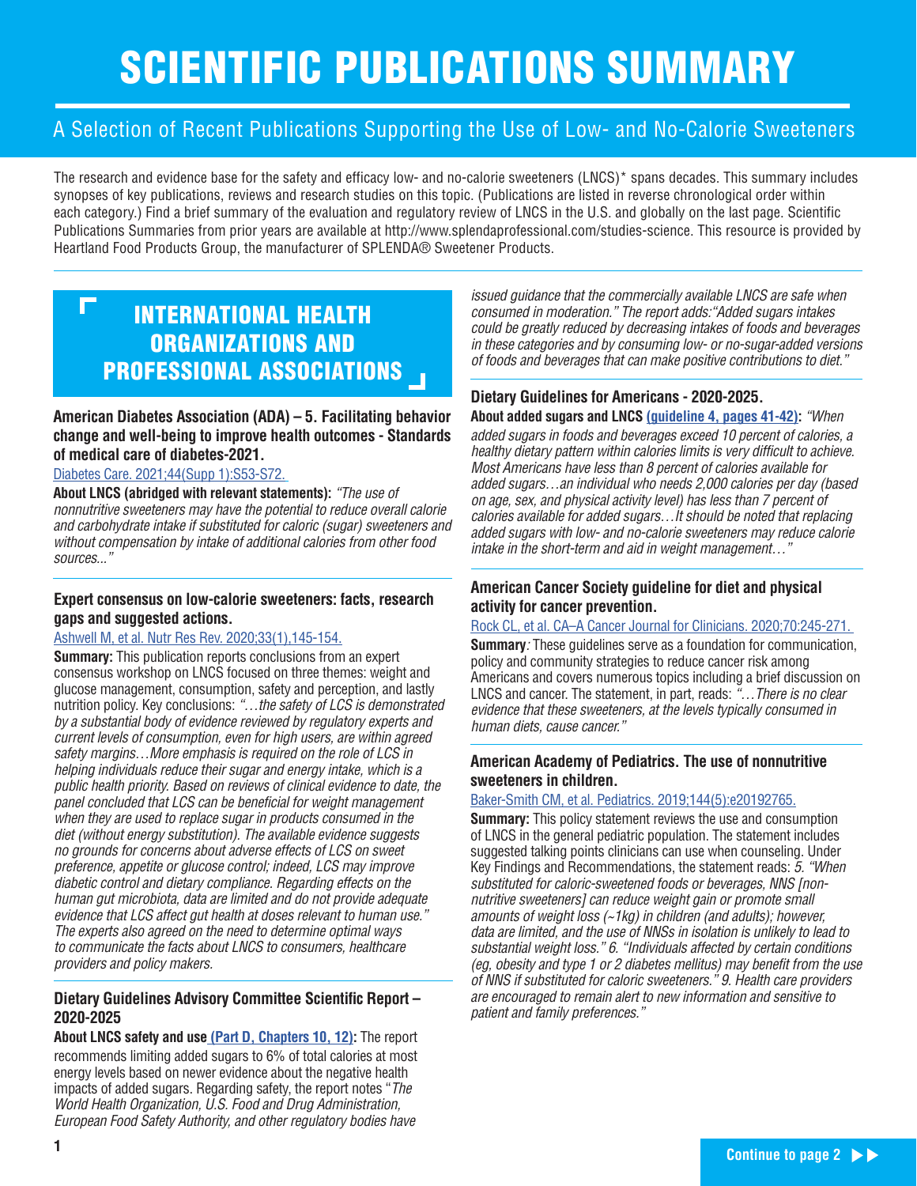# SCIENTIFIC PUBLICATIONS SUMMARY

## A Selection of Recent Publications Supporting the Use of Low- and No-Calorie Sweeteners

The research and evidence base for the safety and efficacy low- and no-calorie sweeteners (LNCS)* spans decades. This summary includes synopses of key publications, reviews and research studies on this topic. (Publications are listed in reverse chronological order within each category.) Find a brief summary of the evaluation and regulatory review of LNCS in the U.S. and globally on the last page. Scientific Publications Summaries from prior years are available at http://www.splendaprofessional.com/studies-science. This resource is provided by Heartland Food Products Group, the manufacturer of SPLENDA® Sweetener Products.

## INTERNATIONAL HEALTH ORGANIZATIONS AND PROFESSIONAL ASSOCIATIONS

### American Diabetes Association (ADA) – 5. Facilitating behavior change and well-being to improve health outcomes - Standards of medical care of diabetes-2021.

Diabetes Care. 2021;44(Supp 1):S53-S72.

**About LNCS (abridged with relevant statements):** *"The use of nonnutritive sweeteners may have the potential to reduce overall calorie and carbohydrate intake if substituted for caloric (sugar) sweeteners and without compensation by intake of additional calories from other food sources..."*

### Expert consensus on low-calorie sweeteners: facts, research gaps and suggested actions.

Ashwell M, et al. Nutr Res Rev. 2020;33(1),145-154.

**Summary:** This publication reports conclusions from an expert consensus workshop on LNCS focused on three themes: weight and glucose management, consumption, safety and perception, and lastly nutrition policy. Key conclusions: *"…the safety of LCS is demonstrated by a substantial body of evidence reviewed by regulatory experts and current levels of consumption, even for high users, are within agreed safety margins…More emphasis is required on the role of LCS in helping individuals reduce their sugar and energy intake, which is a public health priority. Based on reviews of clinical evidence to date, the panel concluded that LCS can be beneficial for weight management when they are used to replace sugar in products consumed in the diet (without energy substitution). The available evidence suggests no grounds for concerns about adverse effects of LCS on sweet preference, appetite or glucose control; indeed, LCS may improve diabetic control and dietary compliance. Regarding effects on the human gut microbiota, data are limited and do not provide adequate evidence that LCS affect gut health at doses relevant to human use." The experts also agreed on the need to determine optimal ways to communicate the facts about LNCS to consumers, healthcare providers and policy makers.*

### Dietary Guidelines Advisory Committee Scientific Report – 2020-2025

**About LNCS safety and use (Part D, Chapters 10, 12):** The report recommends limiting added sugars to 6% of total calories at most energy levels based on newer evidence about the negative health impacts of added sugars. Regarding safety, the report notes "*The World Health Organization, U.S. Food and Drug Administration, European Food Safety Authority, and other regulatory bodies have issued guidance that the commercially available LNCS are safe when consumed in moderation." The report adds:"Added sugars intakes could be greatly reduced by decreasing intakes of foods and beverages in these categories and by consuming low- or no-sugar-added versions of foods and beverages that can make positive contributions to diet."*

### Dietary Guidelines for Americans - 2020-2025.

**About added sugars and LNCS (guideline 4, pages 41-42):** *"When added sugars in foods and beverages exceed 10 percent of calories, a healthy dietary pattern within calories limits is very difficult to achieve. Most Americans have less than 8 percent of calories available for added sugars…an individual who needs 2,000 calories per day (based on age, sex, and physical activity level) has less than 7 percent of calories available for added sugars…It should be noted that replacing added sugars with low- and no-calorie sweeteners may reduce calorie intake in the short-term and aid in weight management…"*

### American Cancer Society guideline for diet and physical activity for cancer prevention.

Rock CL, et al. CA–A Cancer Journal for Clinicians. 2020;70:245-271.

**Summary***:* These guidelines serve as a foundation for communication, policy and community strategies to reduce cancer risk among Americans and covers numerous topics including a brief discussion on LNCS and cancer. The statement, in part, reads: *"…There is no clear evidence that these sweeteners, at the levels typically consumed in human diets, cause cancer."*

### American Academy of Pediatrics. The use of nonnutritive sweeteners in children.

Baker-Smith CM, et al. Pediatrics. 2019;144(5):e20192765.

**Summary:** This policy statement reviews the use and consumption of LNCS in the general pediatric population. The statement includes suggested talking points clinicians can use when counseling. Under Key Findings and Recommendations, the statement reads: *5. "When substituted for caloric-sweetened foods or beverages, NNS [non-nutritive sweeteners] can reduce weight gain or promote small amounts of weight loss (~1kg) in children (and adults); however, data are limited, and the use of NNSs in isolation is unlikely to lead to substantial weight loss." 6. "Individuals affected by certain conditions (eg, obesity and type 1 or 2 diabetes mellitus) may benefit from the use of NNS if substituted for caloric sweeteners." 9. Health care providers are encouraged to remain alert to new information and sensitive to patient and family preferences."*

Continue to page 2 ▶▶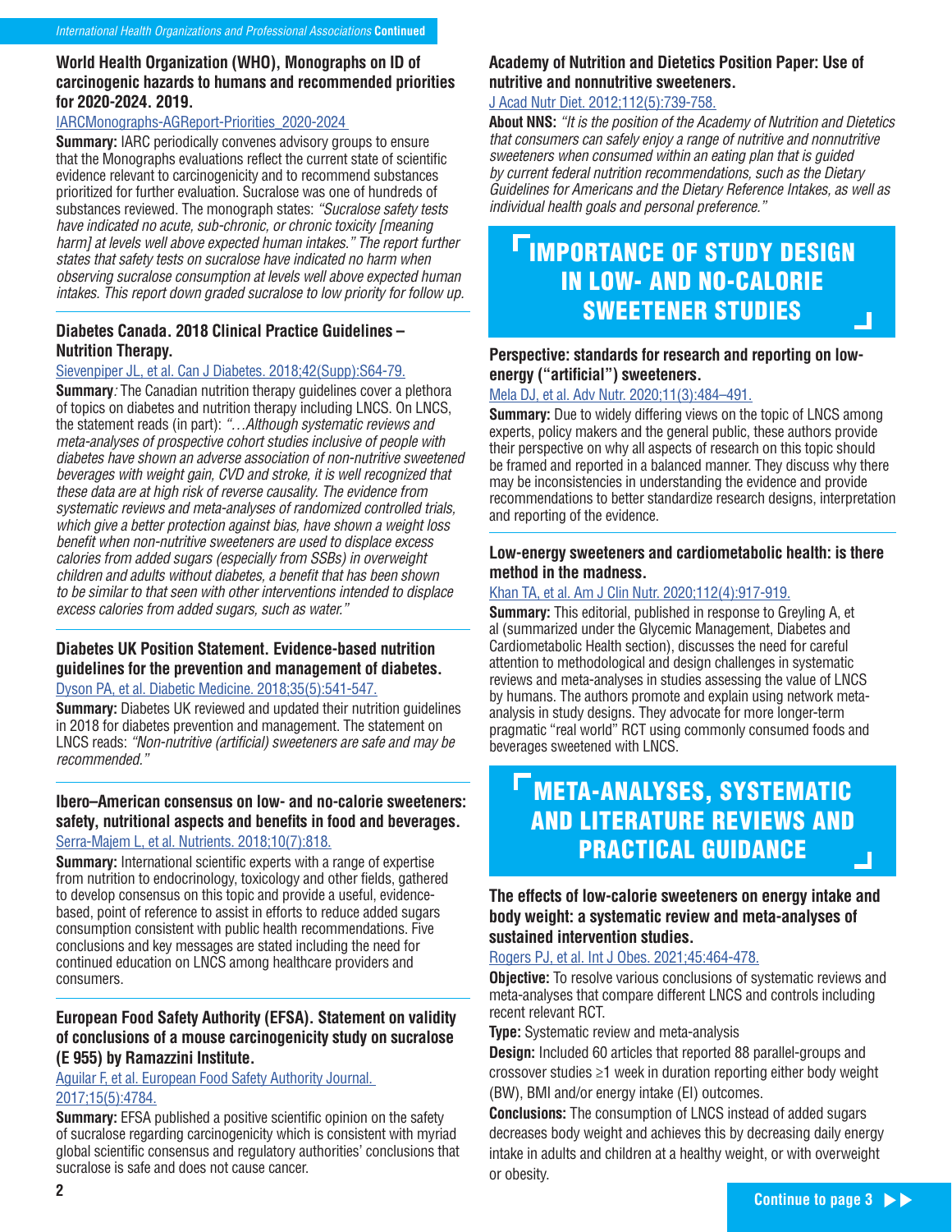*International Health Organizations and Professional Associations* **Continued**

### World Health Organization (WHO), Monographs on ID of carcinogenic hazards to humans and recommended priorities for 2020-2024. 2019.

IARCMonographs-AGReport-Priorities_2020-2024

**Summary:** IARC periodically convenes advisory groups to ensure that the Monographs evaluations reflect the current state of scientific evidence relevant to carcinogenicity and to recommend substances prioritized for further evaluation. Sucralose was one of hundreds of substances reviewed. The monograph states: *"Sucralose safety tests have indicated no acute, sub-chronic, or chronic toxicity [meaning harm] at levels well above expected human intakes." The report further states that safety tests on sucralose have indicated no harm when observing sucralose consumption at levels well above expected human intakes. This report down graded sucralose to low priority for follow up.*

### Diabetes Canada. 2018 Clinical Practice Guidelines – Nutrition Therapy.

Sievenpiper JL, et al. Can J Diabetes. 2018;42(Supp):S64-79.

**Summary***:* The Canadian nutrition therapy guidelines cover a plethora of topics on diabetes and nutrition therapy including LNCS. On LNCS, the statement reads (in part): *"…Although systematic reviews and meta-analyses of prospective cohort studies inclusive of people with diabetes have shown an adverse association of non-nutritive sweetened beverages with weight gain, CVD and stroke, it is well recognized that these data are at high risk of reverse causality. The evidence from systematic reviews and meta-analyses of randomized controlled trials, which give a better protection against bias, have shown a weight loss benefit when non-nutritive sweeteners are used to displace excess calories from added sugars (especially from SSBs) in overweight children and adults without diabetes, a benefit that has been shown to be similar to that seen with other interventions intended to displace excess calories from added sugars, such as water."*

### Diabetes UK Position Statement. Evidence-based nutrition guidelines for the prevention and management of diabetes.

Dyson PA, et al. Diabetic Medicine. 2018;35(5):541-547.

**Summary:** Diabetes UK reviewed and updated their nutrition guidelines in 2018 for diabetes prevention and management. The statement on LNCS reads: *"Non-nutritive (artificial) sweeteners are safe and may be recommended."*

### Ibero–American consensus on low- and no-calorie sweeteners: safety, nutritional aspects and benefits in food and beverages.

Serra-Majem L, et al. Nutrients. 2018;10(7):818.

**Summary:** International scientific experts with a range of expertise from nutrition to endocrinology, toxicology and other fields, gathered to develop consensus on this topic and provide a useful, evidence-based, point of reference to assist in efforts to reduce added sugars consumption consistent with public health recommendations. Five conclusions and key messages are stated including the need for continued education on LNCS among healthcare providers and consumers.

### European Food Safety Authority (EFSA). Statement on validity of conclusions of a mouse carcinogenicity study on sucralose (E 955) by Ramazzini Institute.

Aguilar F, et al. European Food Safety Authority Journal. 2017;15(5):4784.

**Summary:** EFSA published a positive scientific opinion on the safety of sucralose regarding carcinogenicity which is consistent with myriad global scientific consensus and regulatory authorities' conclusions that sucralose is safe and does not cause cancer.

### Academy of Nutrition and Dietetics Position Paper: Use of nutritive and nonnutritive sweeteners.

J Acad Nutr Diet. 2012;112(5):739-758.

**About NNS:** *"It is the position of the Academy of Nutrition and Dietetics that consumers can safely enjoy a range of nutritive and nonnutritive sweeteners when consumed within an eating plan that is guided by current federal nutrition recommendations, such as the Dietary Guidelines for Americans and the Dietary Reference Intakes, as well as individual health goals and personal preference."*

## IMPORTANCE OF STUDY DESIGN IN LOW- AND NO-CALORIE SWEETENER STUDIES

### Perspective: standards for research and reporting on low-energy ("artificial") sweeteners.

Mela DJ, et al. Adv Nutr. 2020;11(3):484–491.

**Summary:** Due to widely differing views on the topic of LNCS among experts, policy makers and the general public, these authors provide their perspective on why all aspects of research on this topic should be framed and reported in a balanced manner. They discuss why there may be inconsistencies in understanding the evidence and provide recommendations to better standardize research designs, interpretation and reporting of the evidence.

### Low-energy sweeteners and cardiometabolic health: is there method in the madness.

Khan TA, et al. Am J Clin Nutr. 2020;112(4):917-919.

**Summary:** This editorial, published in response to Greyling A, et al (summarized under the Glycemic Management, Diabetes and Cardiometabolic Health section), discusses the need for careful attention to methodological and design challenges in systematic reviews and meta-analyses in studies assessing the value of LNCS by humans. The authors promote and explain using network meta-analysis in study designs. They advocate for more longer-term pragmatic "real world" RCT using commonly consumed foods and beverages sweetened with LNCS.

## META-ANALYSES, SYSTEMATIC AND LITERATURE REVIEWS AND PRACTICAL GUIDANCE

### The effects of low-calorie sweeteners on energy intake and body weight: a systematic review and meta-analyses of sustained intervention studies.

Rogers PJ, et al. Int J Obes. 2021;45:464-478.

**Objective:** To resolve various conclusions of systematic reviews and meta-analyses that compare different LNCS and controls including recent relevant RCT.

**Type:** Systematic review and meta-analysis

**Design:** Included 60 articles that reported 88 parallel-groups and crossover studies ≥1 week in duration reporting either body weight (BW), BMI and/or energy intake (EI) outcomes.

**Conclusions:** The consumption of LNCS instead of added sugars decreases body weight and achieves this by decreasing daily energy intake in adults and children at a healthy weight, or with overweight or obesity.

Continue to page 3 ▶▶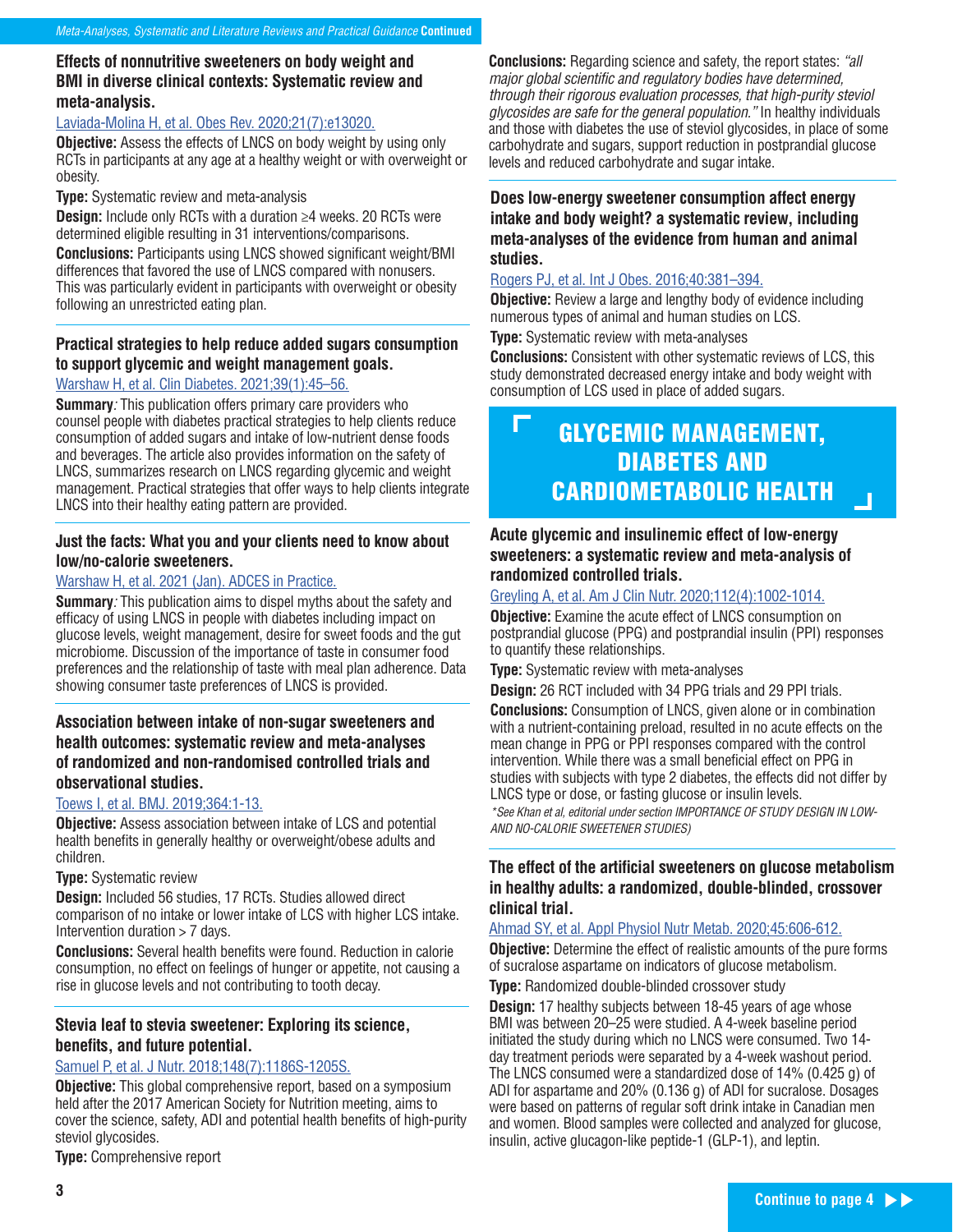### Effects of nonnutritive sweeteners on body weight and BMI in diverse clinical contexts: Systematic review and meta-analysis.

Laviada-Molina H, et al. Obes Rev. 2020;21(7):e13020.

**Objective:** Assess the effects of LNCS on body weight by using only RCTs in participants at any age at a healthy weight or with overweight or obesity.

**Type:** Systematic review and meta-analysis

**Design:** Include only RCTs with a duration ≥4 weeks. 20 RCTs were determined eligible resulting in 31 interventions/comparisons.

**Conclusions:** Participants using LNCS showed significant weight/BMI differences that favored the use of LNCS compared with nonusers. This was particularly evident in participants with overweight or obesity following an unrestricted eating plan.

### Practical strategies to help reduce added sugars consumption to support glycemic and weight management goals.

Warshaw H, et al. Clin Diabetes. 2021;39(1):45–56.

**Summary**: This publication offers primary care providers who counsel people with diabetes practical strategies to help clients reduce consumption of added sugars and intake of low-nutrient dense foods and beverages. The article also provides information on the safety of LNCS, summarizes research on LNCS regarding glycemic and weight management. Practical strategies that offer ways to help clients integrate LNCS into their healthy eating pattern are provided.

### Just the facts: What you and your clients need to know about low/no-calorie sweeteners.

Warshaw H, et al. 2021 (Jan). ADCES in Practice.

**Summary**: This publication aims to dispel myths about the safety and efficacy of using LNCS in people with diabetes including impact on glucose levels, weight management, desire for sweet foods and the gut microbiome. Discussion of the importance of taste in consumer food preferences and the relationship of taste with meal plan adherence. Data showing consumer taste preferences of LNCS is provided.

### Association between intake of non-sugar sweeteners and health outcomes: systematic review and meta-analyses of randomized and non-randomised controlled trials and observational studies.

Toews I, et al. BMJ. 2019;364:1-13.

**Objective:** Assess association between intake of LCS and potential health benefits in generally healthy or overweight/obese adults and children.

**Type:** Systematic review

**Design:** Included 56 studies, 17 RCTs. Studies allowed direct comparison of no intake or lower intake of LCS with higher LCS intake. Intervention duration > 7 days.

**Conclusions:** Several health benefits were found. Reduction in calorie consumption, no effect on feelings of hunger or appetite, not causing a rise in glucose levels and not contributing to tooth decay.

### Stevia leaf to stevia sweetener: Exploring its science, benefits, and future potential.

Samuel P, et al. J Nutr. 2018;148(7):1186S-1205S.

**Objective:** This global comprehensive report, based on a symposium held after the 2017 American Society for Nutrition meeting, aims to cover the science, safety, ADI and potential health benefits of high-purity steviol glycosides.

**Type:** Comprehensive report

**Conclusions:** Regarding science and safety, the report states: *"all major global scientific and regulatory bodies have determined, through their rigorous evaluation processes, that high-purity steviol glycosides are safe for the general population."* In healthy individuals and those with diabetes the use of steviol glycosides, in place of some carbohydrate and sugars, support reduction in postprandial glucose levels and reduced carbohydrate and sugar intake.

### Does low-energy sweetener consumption affect energy intake and body weight? a systematic review, including meta-analyses of the evidence from human and animal studies.

Rogers PJ, et al. Int J Obes. 2016;40:381–394.

**Objective:** Review a large and lengthy body of evidence including numerous types of animal and human studies on LCS.

**Type:** Systematic review with meta-analyses

**Conclusions:** Consistent with other systematic reviews of LCS, this study demonstrated decreased energy intake and body weight with consumption of LCS used in place of added sugars.

## GLYCEMIC MANAGEMENT, DIABETES AND CARDIOMETABOLIC HEALTH

### Acute glycemic and insulinemic effect of low-energy sweeteners: a systematic review and meta-analysis of randomized controlled trials.

Greyling A, et al. Am J Clin Nutr. 2020;112(4):1002-1014.

**Objective:** Examine the acute effect of LNCS consumption on postprandial glucose (PPG) and postprandial insulin (PPI) responses to quantify these relationships.

**Type:** Systematic review with meta-analyses

**Design:** 26 RCT included with 34 PPG trials and 29 PPI trials.

**Conclusions:** Consumption of LNCS, given alone or in combination with a nutrient-containing preload, resulted in no acute effects on the mean change in PPG or PPI responses compared with the control intervention. While there was a small beneficial effect on PPG in studies with subjects with type 2 diabetes, the effects did not differ by LNCS type or dose, or fasting glucose or insulin levels.

*\*See Khan et al, editorial under section IMPORTANCE OF STUDY DESIGN IN LOW- AND NO-CALORIE SWEETENER STUDIES)*

### The effect of the artificial sweeteners on glucose metabolism in healthy adults: a randomized, double-blinded, crossover clinical trial.

Ahmad SY, et al. Appl Physiol Nutr Metab. 2020;45:606-612.

**Objective:** Determine the effect of realistic amounts of the pure forms of sucralose aspartame on indicators of glucose metabolism.

**Type:** Randomized double-blinded crossover study

**Design:** 17 healthy subjects between 18-45 years of age whose BMI was between 20–25 were studied. A 4-week baseline period initiated the study during which no LNCS were consumed. Two 14-day treatment periods were separated by a 4-week washout period. The LNCS consumed were a standardized dose of 14% (0.425 g) of ADI for aspartame and 20% (0.136 g) of ADI for sucralose. Dosages were based on patterns of regular soft drink intake in Canadian men and women. Blood samples were collected and analyzed for glucose, insulin, active glucagon-like peptide-1 (GLP-1), and leptin.

Continue to page 4 ▶▶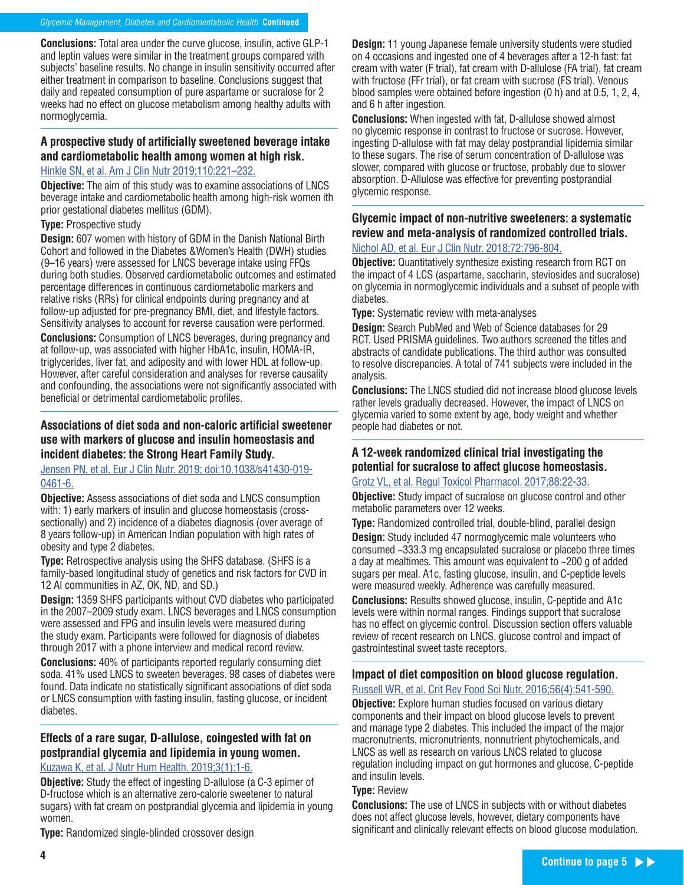**Conclusions:** Total area under the curve glucose, insulin, active GLP-1 and leptin values were similar in the treatment groups compared with subjects' baseline results. No change in insulin sensitivity occurred after either treatment in comparison to baseline. Conclusions suggest that daily and repeated consumption of pure aspartame or sucralose for 2 weeks had no effect on glucose metabolism among healthy adults with normoglycemia.

### A prospective study of artificially sweetened beverage intake and cardiometabolic health among women at high risk.

Hinkle SN, et al. Am J Clin Nutr 2019;110:221–232.

**Objective:** The aim of this study was to examine associations of LNCS beverage intake and cardiometabolic health among high-risk women ith prior gestational diabetes mellitus (GDM).

**Type:** Prospective study

**Design:** 607 women with history of GDM in the Danish National Birth Cohort and followed in the Diabetes &Women's Health (DWH) studies (9–16 years) were assessed for LNCS beverage intake using FFQs during both studies. Observed cardiometabolic outcomes and estimated percentage differences in continuous cardiometabolic markers and relative risks (RRs) for clinical endpoints during pregnancy and at follow-up adjusted for pre-pregnancy BMI, diet, and lifestyle factors. Sensitivity analyses to account for reverse causation were performed.

**Conclusions:** Consumption of LNCS beverages, during pregnancy and at follow-up, was associated with higher HbA1c, insulin, HOMA-IR, triglycerides, liver fat, and adiposity and with lower HDL at follow-up. However, after careful consideration and analyses for reverse causality and confounding, the associations were not significantly associated with beneficial or detrimental cardiometabolic profiles.

### Associations of diet soda and non-caloric artificial sweetener use with markers of glucose and insulin homeostasis and incident diabetes: the Strong Heart Family Study.

Jensen PN, et al. Eur J Clin Nutr. 2019; doi:10.1038/s41430-019-0461-6.

**Objective:** Assess associations of diet soda and LNCS consumption with: 1) early markers of insulin and glucose homeostasis (cross-sectionally) and 2) incidence of a diabetes diagnosis (over average of 8 years follow-up) in American Indian population with high rates of obesity and type 2 diabetes.

**Type:** Retrospective analysis using the SHFS database. (SHFS is a family-based longitudinal study of genetics and risk factors for CVD in 12 AI communities in AZ, OK, ND, and SD.)

**Design:** 1359 SHFS participants without CVD diabetes who participated in the 2007–2009 study exam. LNCS beverages and LNCS consumption were assessed and FPG and insulin levels were measured during the study exam. Participants were followed for diagnosis of diabetes through 2017 with a phone interview and medical record review.

**Conclusions:** 40% of participants reported regularly consuming diet soda. 41% used LNCS to sweeten beverages. 98 cases of diabetes were found. Data indicate no statistically significant associations of diet soda or LNCS consumption with fasting insulin, fasting glucose, or incident diabetes.

### Effects of a rare sugar, D-allulose, coingested with fat on postprandial glycemia and lipidemia in young women.

Kuzawa K, et al. J Nutr Hum Health. 2019;3(1):1-6.

**Objective:** Study the effect of ingesting D-allulose (a C-3 epimer of D-fructose which is an alternative zero-calorie sweetener to natural sugars) with fat cream on postprandial glycemia and lipidemia in young women.

**Type:** Randomized single-blinded crossover design

**Design:** 11 young Japanese female university students were studied on 4 occasions and ingested one of 4 beverages after a 12-h fast: fat cream with water (F trial), fat cream with D-allulose (FA trial), fat cream with fructose (FFr trial), or fat cream with sucrose (FS trial). Venous blood samples were obtained before ingestion (0 h) and at 0.5, 1, 2, 4, and 6 h after ingestion.

**Conclusions:** When ingested with fat, D-allulose showed almost no glycemic response in contrast to fructose or sucrose. However, ingesting D-allulose with fat may delay postprandial lipidemia similar to these sugars. The rise of serum concentration of D-allulose was slower, compared with glucose or fructose, probably due to slower absorption. D-Allulose was effective for preventing postprandial glycemic response.

### Glycemic impact of non-nutritive sweeteners: a systematic review and meta-analysis of randomized controlled trials.

Nichol AD, et al. Eur J Clin Nutr. 2018;72:796-804.

**Objective:** Quantitatively synthesize existing research from RCT on the impact of 4 LCS (aspartame, saccharin, steviosides and sucralose) on glycemia in normoglycemic individuals and a subset of people with diabetes.

**Type:** Systematic review with meta-analyses

**Design:** Search PubMed and Web of Science databases for 29 RCT. Used PRISMA guidelines. Two authors screened the titles and abstracts of candidate publications. The third author was consulted to resolve discrepancies. A total of 741 subjects were included in the analysis.

**Conclusions:** The LNCS studied did not increase blood glucose levels rather levels gradually decreased. However, the impact of LNCS on glycemia varied to some extent by age, body weight and whether people had diabetes or not.

### A 12-week randomized clinical trial investigating the potential for sucralose to affect glucose homeostasis.

Grotz VL, et al. Regul Toxicol Pharmacol. 2017;88:22-33.

**Objective:** Study impact of sucralose on glucose control and other metabolic parameters over 12 weeks.

**Type:** Randomized controlled trial, double-blind, parallel design

**Design:** Study included 47 normoglycemic male volunteers who consumed ~333.3 mg encapsulated sucralose or placebo three times a day at mealtimes. This amount was equivalent to ~200 g of added sugars per meal. A1c, fasting glucose, insulin, and C-peptide levels were measured weekly. Adherence was carefully measured.

**Conclusions:** Results showed glucose, insulin, C-peptide and A1c levels were within normal ranges. Findings support that sucralose has no effect on glycemic control. Discussion section offers valuable review of recent research on LNCS, glucose control and impact of gastrointestinal sweet taste receptors.

### Impact of diet composition on blood glucose regulation.

Russell WR, et al. Crit Rev Food Sci Nutr. 2016;56(4):541-590.

**Objective:** Explore human studies focused on various dietary components and their impact on blood glucose levels to prevent and manage type 2 diabetes. This included the impact of the major macronutrients, micronutrients, nonnutrient phytochemicals, and LNCS as well as research on various LNCS related to glucose regulation including impact on gut hormones and glucose, C-peptide and insulin levels.

**Type:** Review

**Conclusions:** The use of LNCS in subjects with or without diabetes does not affect glucose levels, however, dietary components have significant and clinically relevant effects on blood glucose modulation.

Continue to page 5 ▶▶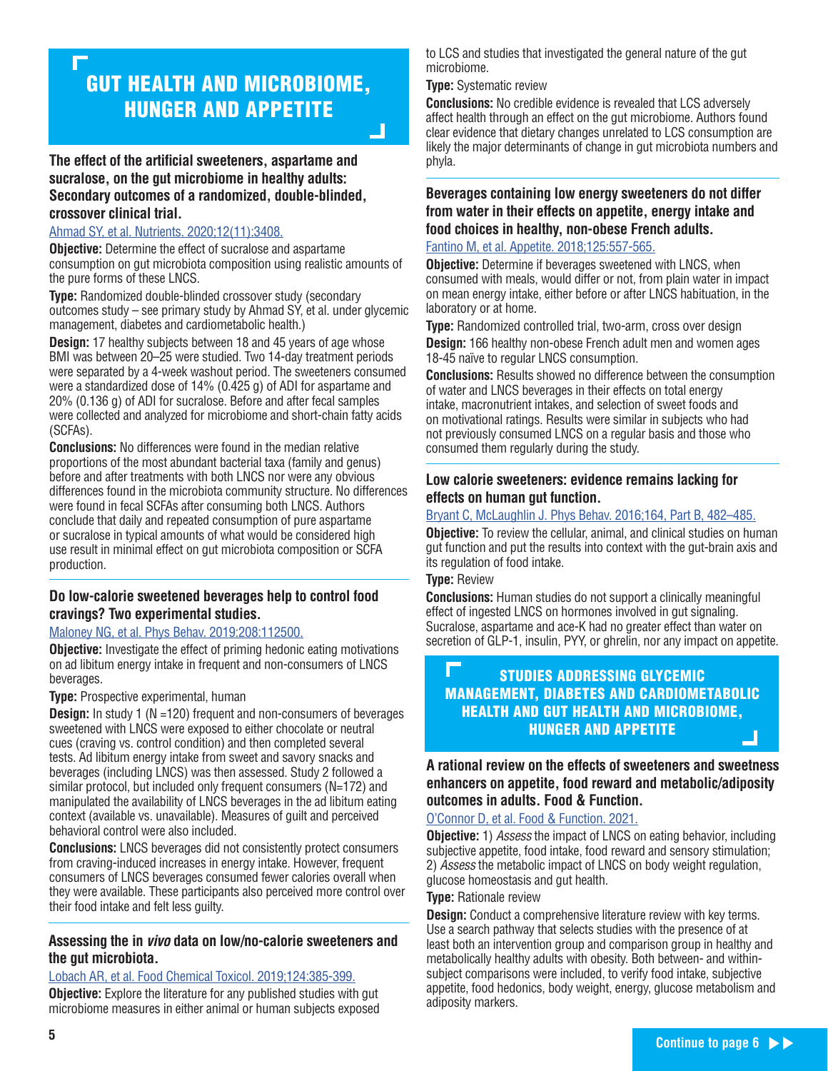# GUT HEALTH AND MICROBIOME, HUNGER AND APPETITE

### The effect of the artificial sweeteners, aspartame and sucralose, on the gut microbiome in healthy adults: Secondary outcomes of a randomized, double-blinded, crossover clinical trial.

Ahmad SY, et al. Nutrients. 2020;12(11):3408.

**Objective:** Determine the effect of sucralose and aspartame consumption on gut microbiota composition using realistic amounts of the pure forms of these LNCS.

**Type:** Randomized double-blinded crossover study (secondary outcomes study – see primary study by Ahmad SY, et al. under glycemic management, diabetes and cardiometabolic health.)

**Design:** 17 healthy subjects between 18 and 45 years of age whose BMI was between 20–25 were studied. Two 14-day treatment periods were separated by a 4-week washout period. The sweeteners consumed were a standardized dose of 14% (0.425 g) of ADI for aspartame and 20% (0.136 g) of ADI for sucralose. Before and after fecal samples were collected and analyzed for microbiome and short-chain fatty acids (SCFAs).

**Conclusions:** No differences were found in the median relative proportions of the most abundant bacterial taxa (family and genus) before and after treatments with both LNCS nor were any obvious differences found in the microbiota community structure. No differences were found in fecal SCFAs after consuming both LNCS. Authors conclude that daily and repeated consumption of pure aspartame or sucralose in typical amounts of what would be considered high use result in minimal effect on gut microbiota composition or SCFA production.

### Do low-calorie sweetened beverages help to control food cravings? Two experimental studies.

Maloney NG, et al. Phys Behav. 2019:208:112500.

**Objective:** Investigate the effect of priming hedonic eating motivations on ad libitum energy intake in frequent and non-consumers of LNCS beverages.

**Type:** Prospective experimental, human

**Design:** In study 1 (N =120) frequent and non-consumers of beverages sweetened with LNCS were exposed to either chocolate or neutral cues (craving vs. control condition) and then completed several tests. Ad libitum energy intake from sweet and savory snacks and beverages (including LNCS) was then assessed. Study 2 followed a similar protocol, but included only frequent consumers (N=172) and manipulated the availability of LNCS beverages in the ad libitum eating context (available vs. unavailable). Measures of guilt and perceived behavioral control were also included.

**Conclusions:** LNCS beverages did not consistently protect consumers from craving-induced increases in energy intake. However, frequent consumers of LNCS beverages consumed fewer calories overall when they were available. These participants also perceived more control over their food intake and felt less guilty.

### Assessing the in *vivo* data on low/no-calorie sweeteners and the gut microbiota.

Lobach AR, et al. Food Chemical Toxicol. 2019;124:385-399.

**Objective:** Explore the literature for any published studies with gut microbiome measures in either animal or human subjects exposed to LCS and studies that investigated the general nature of the gut microbiome.

**Type:** Systematic review

**Conclusions:** No credible evidence is revealed that LCS adversely affect health through an effect on the gut microbiome. Authors found clear evidence that dietary changes unrelated to LCS consumption are likely the major determinants of change in gut microbiota numbers and phyla.

### Beverages containing low energy sweeteners do not differ from water in their effects on appetite, energy intake and food choices in healthy, non-obese French adults.

Fantino M, et al. Appetite. 2018;125:557-565.

**Objective:** Determine if beverages sweetened with LNCS, when consumed with meals, would differ or not, from plain water in impact on mean energy intake, either before or after LNCS habituation, in the laboratory or at home.

**Type:** Randomized controlled trial, two-arm, cross over design

**Design:** 166 healthy non-obese French adult men and women ages 18-45 naïve to regular LNCS consumption.

**Conclusions:** Results showed no difference between the consumption of water and LNCS beverages in their effects on total energy intake, macronutrient intakes, and selection of sweet foods and on motivational ratings. Results were similar in subjects who had not previously consumed LNCS on a regular basis and those who consumed them regularly during the study.

### Low calorie sweeteners: evidence remains lacking for effects on human gut function.

Bryant C, McLaughlin J. Phys Behav. 2016;164, Part B, 482–485.

**Objective:** To review the cellular, animal, and clinical studies on human gut function and put the results into context with the gut-brain axis and its regulation of food intake.

**Type:** Review

**Conclusions:** Human studies do not support a clinically meaningful effect of ingested LNCS on hormones involved in gut signaling. Sucralose, aspartame and ace-K had no greater effect than water on secretion of GLP-1, insulin, PYY, or ghrelin, nor any impact on appetite.

# STUDIES ADDRESSING GLYCEMIC MANAGEMENT, DIABETES AND CARDIOMETABOLIC HEALTH AND GUT HEALTH AND MICROBIOME, HUNGER AND APPETITE

### A rational review on the effects of sweeteners and sweetness enhancers on appetite, food reward and metabolic/adiposity outcomes in adults. Food & Function.

O'Connor D, et al. Food & Function. 2021.

**Objective:** 1) *Assess* the impact of LNCS on eating behavior, including subjective appetite, food intake, food reward and sensory stimulation; 2) *Assess* the metabolic impact of LNCS on body weight regulation, glucose homeostasis and gut health.

**Type:** Rationale review

**Design:** Conduct a comprehensive literature review with key terms. Use a search pathway that selects studies with the presence of at least both an intervention group and comparison group in healthy and metabolically healthy adults with obesity. Both between- and within-subject comparisons were included, to verify food intake, subjective appetite, food hedonics, body weight, energy, glucose metabolism and adiposity markers.

Continue to page 6 ▶▶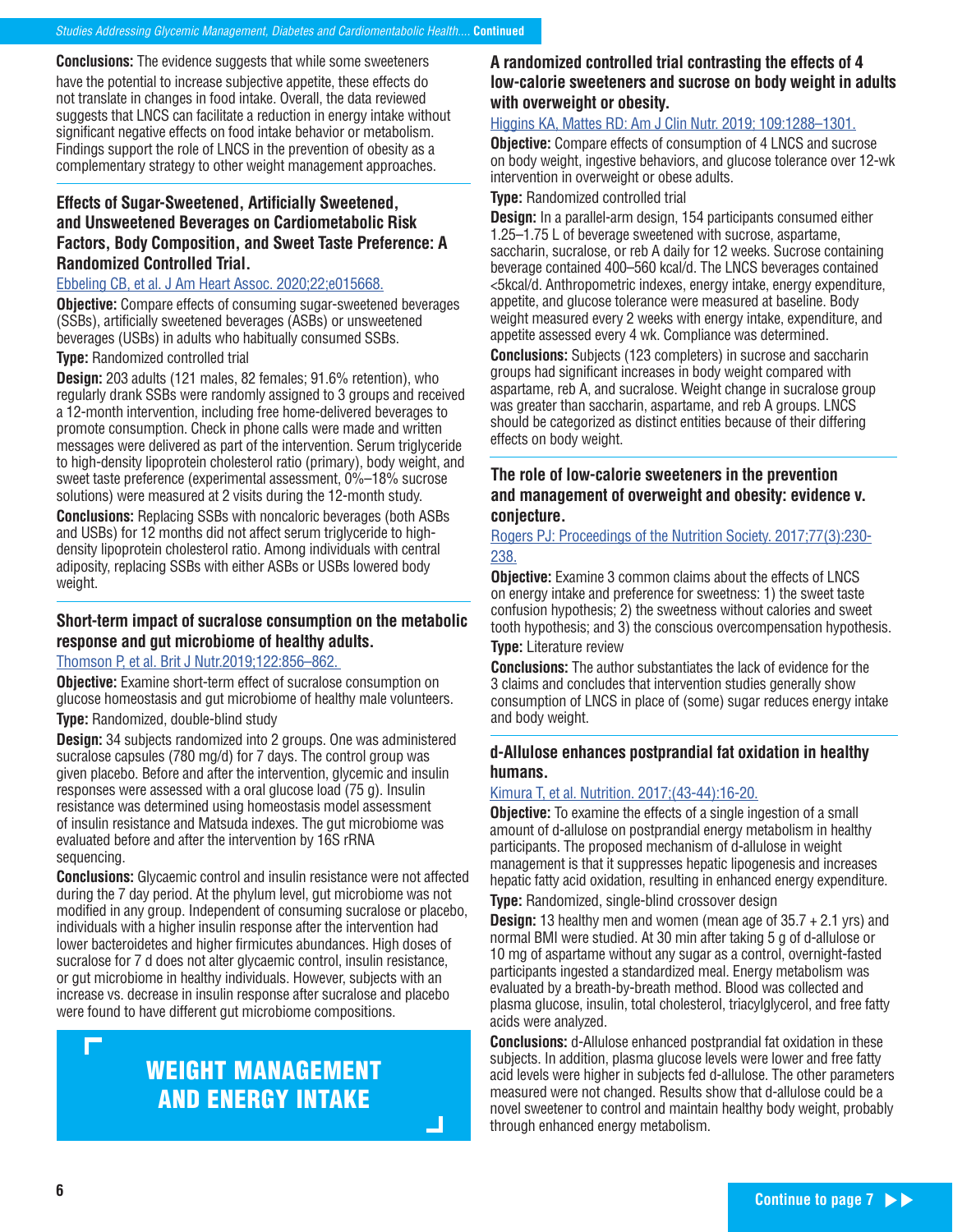**Conclusions:** The evidence suggests that while some sweeteners have the potential to increase subjective appetite, these effects do not translate in changes in food intake. Overall, the data reviewed suggests that LNCS can facilitate a reduction in energy intake without significant negative effects on food intake behavior or metabolism. Findings support the role of LNCS in the prevention of obesity as a complementary strategy to other weight management approaches.

### Effects of Sugar-Sweetened, Artificially Sweetened, and Unsweetened Beverages on Cardiometabolic Risk Factors, Body Composition, and Sweet Taste Preference: A Randomized Controlled Trial.

Ebbeling CB, et al. J Am Heart Assoc. 2020;22;e015668.

**Objective:** Compare effects of consuming sugar-sweetened beverages (SSBs), artificially sweetened beverages (ASBs) or unsweetened beverages (USBs) in adults who habitually consumed SSBs.

**Type:** Randomized controlled trial

**Design:** 203 adults (121 males, 82 females; 91.6% retention), who regularly drank SSBs were randomly assigned to 3 groups and received a 12-month intervention, including free home-delivered beverages to promote consumption. Check in phone calls were made and written messages were delivered as part of the intervention. Serum triglyceride to high-density lipoprotein cholesterol ratio (primary), body weight, and sweet taste preference (experimental assessment, 0%–18% sucrose solutions) were measured at 2 visits during the 12-month study.

**Conclusions:** Replacing SSBs with noncaloric beverages (both ASBs and USBs) for 12 months did not affect serum triglyceride to high-density lipoprotein cholesterol ratio. Among individuals with central adiposity, replacing SSBs with either ASBs or USBs lowered body weight.

### Short-term impact of sucralose consumption on the metabolic response and gut microbiome of healthy adults.

Thomson P, et al. Brit J Nutr.2019;122:856–862.

**Objective:** Examine short-term effect of sucralose consumption on glucose homeostasis and gut microbiome of healthy male volunteers.

**Type:** Randomized, double-blind study

**Design:** 34 subjects randomized into 2 groups. One was administered sucralose capsules (780 mg/d) for 7 days. The control group was given placebo. Before and after the intervention, glycemic and insulin responses were assessed with a oral glucose load (75 g). Insulin resistance was determined using homeostasis model assessment of insulin resistance and Matsuda indexes. The gut microbiome was evaluated before and after the intervention by 16S rRNA sequencing.

**Conclusions:** Glycaemic control and insulin resistance were not affected during the 7 day period. At the phylum level, gut microbiome was not modified in any group. Independent of consuming sucralose or placebo, individuals with a higher insulin response after the intervention had lower bacteroidetes and higher firmicutes abundances. High doses of sucralose for 7 d does not alter glycaemic control, insulin resistance, or gut microbiome in healthy individuals. However, subjects with an increase vs. decrease in insulin response after sucralose and placebo were found to have different gut microbiome compositions.

## WEIGHT MANAGEMENT AND ENERGY INTAKE

### A randomized controlled trial contrasting the effects of 4 low-calorie sweeteners and sucrose on body weight in adults with overweight or obesity.

Higgins KA, Mattes RD: Am J Clin Nutr. 2019; 109:1288–1301.

**Objective:** Compare effects of consumption of 4 LNCS and sucrose on body weight, ingestive behaviors, and glucose tolerance over 12-wk intervention in overweight or obese adults.

**Type:** Randomized controlled trial

**Design:** In a parallel-arm design, 154 participants consumed either 1.25–1.75 L of beverage sweetened with sucrose, aspartame, saccharin, sucralose, or reb A daily for 12 weeks. Sucrose containing beverage contained 400–560 kcal/d. The LNCS beverages contained <5kcal/d. Anthropometric indexes, energy intake, energy expenditure, appetite, and glucose tolerance were measured at baseline. Body weight measured every 2 weeks with energy intake, expenditure, and appetite assessed every 4 wk. Compliance was determined.

**Conclusions:** Subjects (123 completers) in sucrose and saccharin groups had significant increases in body weight compared with aspartame, reb A, and sucralose. Weight change in sucralose group was greater than saccharin, aspartame, and reb A groups. LNCS should be categorized as distinct entities because of their differing effects on body weight.

### The role of low-calorie sweeteners in the prevention and management of overweight and obesity: evidence v. conjecture.

Rogers PJ: Proceedings of the Nutrition Society. 2017;77(3):230-238.

**Objective:** Examine 3 common claims about the effects of LNCS on energy intake and preference for sweetness: 1) the sweet taste confusion hypothesis; 2) the sweetness without calories and sweet tooth hypothesis; and 3) the conscious overcompensation hypothesis.

**Type:** Literature review

**Conclusions:** The author substantiates the lack of evidence for the 3 claims and concludes that intervention studies generally show consumption of LNCS in place of (some) sugar reduces energy intake and body weight.

### d-Allulose enhances postprandial fat oxidation in healthy humans.

Kimura T, et al. Nutrition. 2017;(43-44):16-20.

**Objective:** To examine the effects of a single ingestion of a small amount of d-allulose on postprandial energy metabolism in healthy participants. The proposed mechanism of d-allulose in weight management is that it suppresses hepatic lipogenesis and increases hepatic fatty acid oxidation, resulting in enhanced energy expenditure.

**Type:** Randomized, single-blind crossover design

**Design:** 13 healthy men and women (mean age of 35.7 + 2.1 yrs) and normal BMI were studied. At 30 min after taking 5 g of d-allulose or 10 mg of aspartame without any sugar as a control, overnight-fasted participants ingested a standardized meal. Energy metabolism was evaluated by a breath-by-breath method. Blood was collected and plasma glucose, insulin, total cholesterol, triacylglycerol, and free fatty acids were analyzed.

**Conclusions:** d-Allulose enhanced postprandial fat oxidation in these subjects. In addition, plasma glucose levels were lower and free fatty acid levels were higher in subjects fed d-allulose. The other parameters measured were not changed. Results show that d-allulose could be a novel sweetener to control and maintain healthy body weight, probably through enhanced energy metabolism.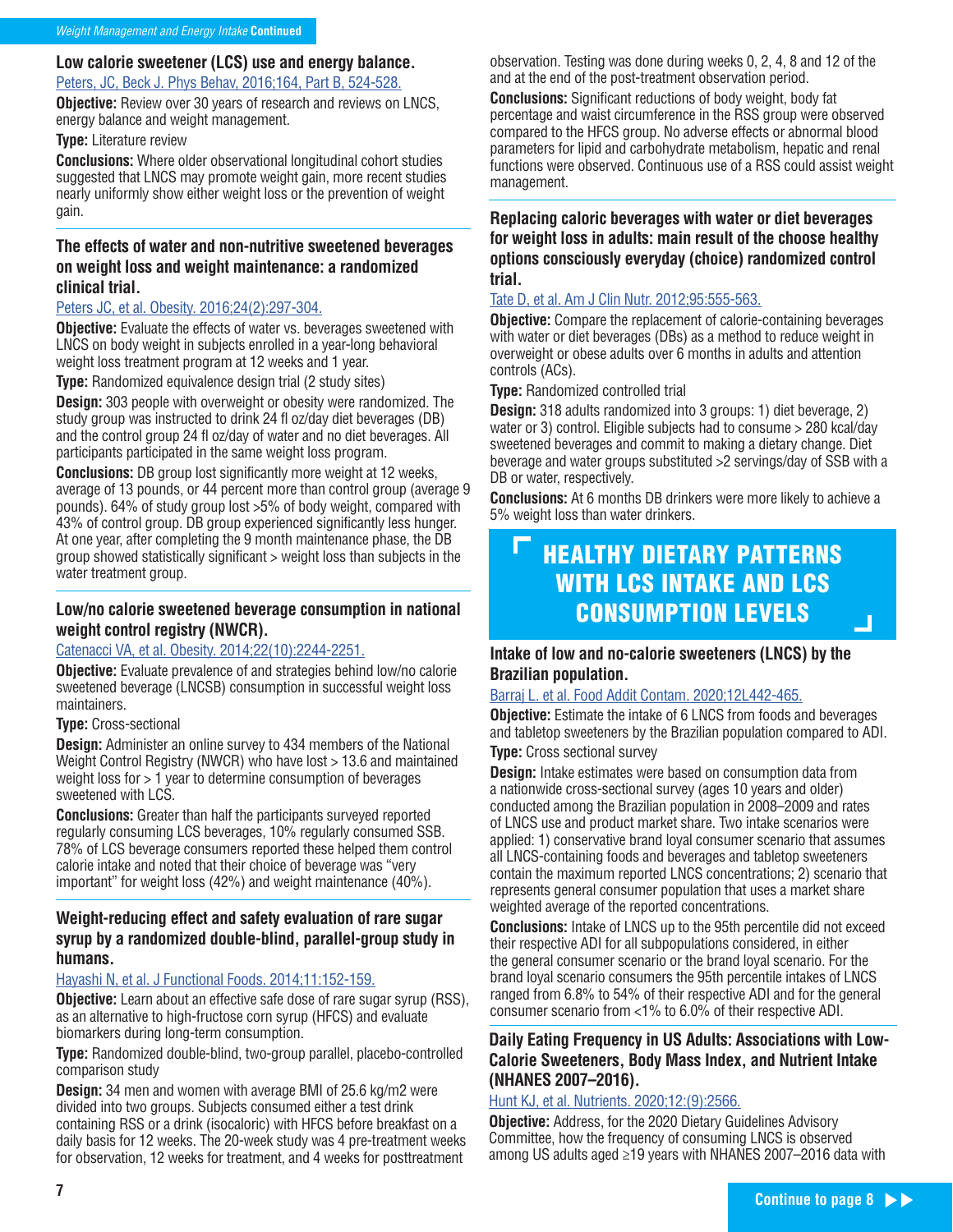## Low calorie sweetener (LCS) use and energy balance.

Peters, JC, Beck J. Phys Behav, 2016;164, Part B, 524-528.

**Objective:** Review over 30 years of research and reviews on LNCS, energy balance and weight management.

**Type:** Literature review

**Conclusions:** Where older observational longitudinal cohort studies suggested that LNCS may promote weight gain, more recent studies nearly uniformly show either weight loss or the prevention of weight gain.

## The effects of water and non-nutritive sweetened beverages on weight loss and weight maintenance: a randomized clinical trial.

Peters JC, et al. Obesity. 2016;24(2):297-304.

**Objective:** Evaluate the effects of water vs. beverages sweetened with LNCS on body weight in subjects enrolled in a year-long behavioral weight loss treatment program at 12 weeks and 1 year.

**Type:** Randomized equivalence design trial (2 study sites)

**Design:** 303 people with overweight or obesity were randomized. The study group was instructed to drink 24 fl oz/day diet beverages (DB) and the control group 24 fl oz/day of water and no diet beverages. All participants participated in the same weight loss program.

**Conclusions:** DB group lost significantly more weight at 12 weeks, average of 13 pounds, or 44 percent more than control group (average 9 pounds). 64% of study group lost >5% of body weight, compared with 43% of control group. DB group experienced significantly less hunger. At one year, after completing the 9 month maintenance phase, the DB group showed statistically significant > weight loss than subjects in the water treatment group.

## Low/no calorie sweetened beverage consumption in national weight control registry (NWCR).

Catenacci VA, et al. Obesity. 2014;22(10):2244-2251.

**Objective:** Evaluate prevalence of and strategies behind low/no calorie sweetened beverage (LNCSB) consumption in successful weight loss maintainers.

**Type:** Cross-sectional

**Design:** Administer an online survey to 434 members of the National Weight Control Registry (NWCR) who have lost > 13.6 and maintained weight loss for > 1 year to determine consumption of beverages sweetened with LCS.

**Conclusions:** Greater than half the participants surveyed reported regularly consuming LCS beverages, 10% regularly consumed SSB. 78% of LCS beverage consumers reported these helped them control calorie intake and noted that their choice of beverage was "very important" for weight loss (42%) and weight maintenance (40%).

## Weight-reducing effect and safety evaluation of rare sugar syrup by a randomized double-blind, parallel-group study in humans.

Hayashi N, et al. J Functional Foods. 2014;11:152-159.

**Objective:** Learn about an effective safe dose of rare sugar syrup (RSS), as an alternative to high-fructose corn syrup (HFCS) and evaluate biomarkers during long-term consumption.

**Type:** Randomized double-blind, two-group parallel, placebo-controlled comparison study

**Design:** 34 men and women with average BMI of 25.6 kg/m2 were divided into two groups. Subjects consumed either a test drink containing RSS or a drink (isocaloric) with HFCS before breakfast on a daily basis for 12 weeks. The 20-week study was 4 pre-treatment weeks for observation, 12 weeks for treatment, and 4 weeks for posttreatment observation. Testing was done during weeks 0, 2, 4, 8 and 12 of the and at the end of the post-treatment observation period.

**Conclusions:** Significant reductions of body weight, body fat percentage and waist circumference in the RSS group were observed compared to the HFCS group. No adverse effects or abnormal blood parameters for lipid and carbohydrate metabolism, hepatic and renal functions were observed. Continuous use of a RSS could assist weight management.

## Replacing caloric beverages with water or diet beverages for weight loss in adults: main result of the choose healthy options consciously everyday (choice) randomized control trial.

Tate D, et al. Am J Clin Nutr. 2012;95:555-563.

**Objective:** Compare the replacement of calorie-containing beverages with water or diet beverages (DBs) as a method to reduce weight in overweight or obese adults over 6 months in adults and attention controls (ACs).

**Type:** Randomized controlled trial

**Design:** 318 adults randomized into 3 groups: 1) diet beverage, 2) water or 3) control. Eligible subjects had to consume > 280 kcal/day sweetened beverages and commit to making a dietary change. Diet beverage and water groups substituted >2 servings/day of SSB with a DB or water, respectively.

**Conclusions:** At 6 months DB drinkers were more likely to achieve a 5% weight loss than water drinkers.

# HEALTHY DIETARY PATTERNS WITH LCS INTAKE AND LCS CONSUMPTION LEVELS

## Intake of low and no-calorie sweeteners (LNCS) by the Brazilian population.

Barraj L. et al. Food Addit Contam. 2020;12L442-465.

**Objective:** Estimate the intake of 6 LNCS from foods and beverages and tabletop sweeteners by the Brazilian population compared to ADI.

**Type:** Cross sectional survey

**Design:** Intake estimates were based on consumption data from a nationwide cross-sectional survey (ages 10 years and older) conducted among the Brazilian population in 2008–2009 and rates of LNCS use and product market share. Two intake scenarios were applied: 1) conservative brand loyal consumer scenario that assumes all LNCS-containing foods and beverages and tabletop sweeteners contain the maximum reported LNCS concentrations; 2) scenario that represents general consumer population that uses a market share weighted average of the reported concentrations.

**Conclusions:** Intake of LNCS up to the 95th percentile did not exceed their respective ADI for all subpopulations considered, in either the general consumer scenario or the brand loyal scenario. For the brand loyal scenario consumers the 95th percentile intakes of LNCS ranged from 6.8% to 54% of their respective ADI and for the general consumer scenario from <1% to 6.0% of their respective ADI.

## Daily Eating Frequency in US Adults: Associations with Low-Calorie Sweeteners, Body Mass Index, and Nutrient Intake (NHANES 2007–2016).

Hunt KJ, et al. Nutrients. 2020;12:(9):2566.

**Objective:** Address, for the 2020 Dietary Guidelines Advisory Committee, how the frequency of consuming LNCS is observed among US adults aged ≥19 years with NHANES 2007–2016 data with

Continue to page 8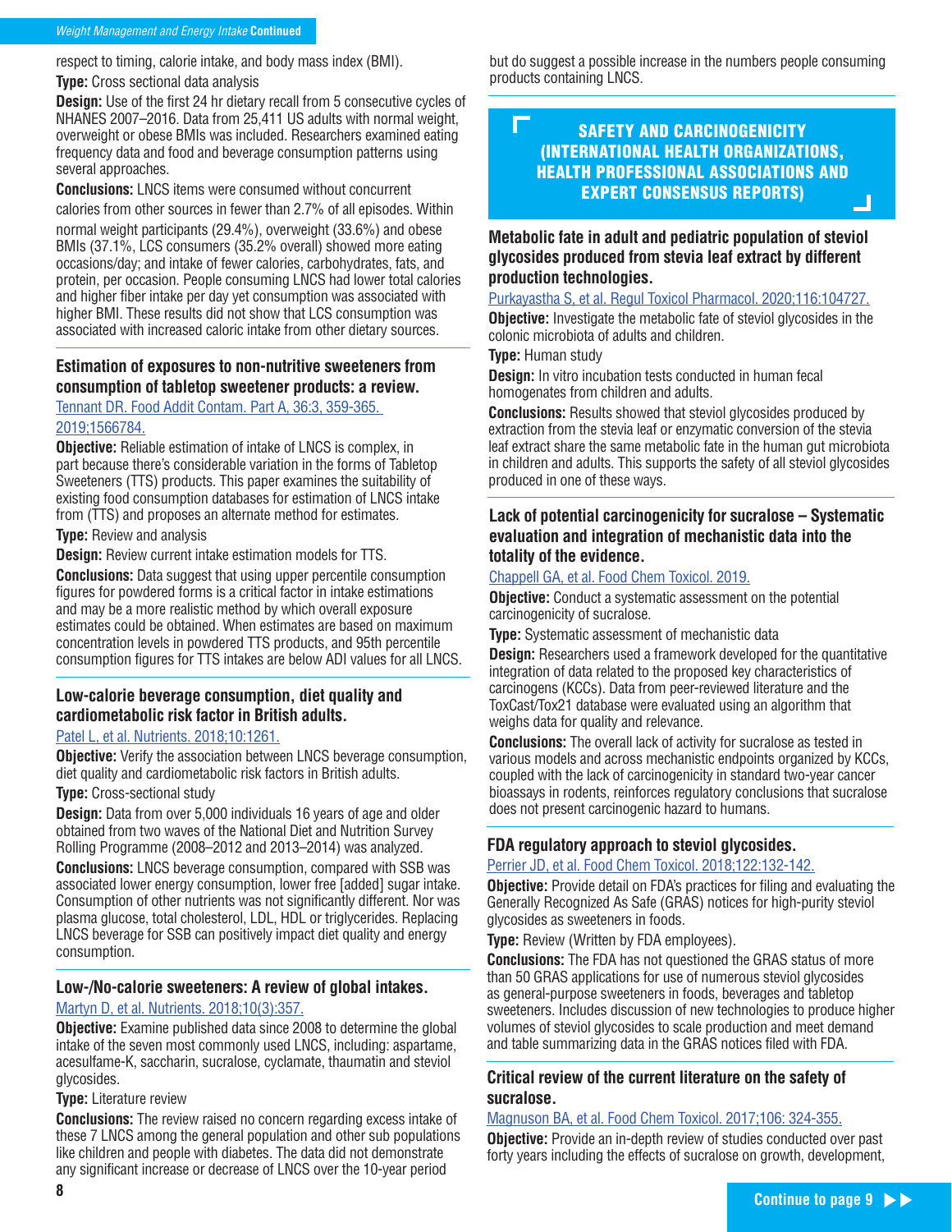respect to timing, calorie intake, and body mass index (BMI).

**Type:** Cross sectional data analysis

**Design:** Use of the first 24 hr dietary recall from 5 consecutive cycles of NHANES 2007–2016. Data from 25,411 US adults with normal weight, overweight or obese BMIs was included. Researchers examined eating frequency data and food and beverage consumption patterns using several approaches.

**Conclusions:** LNCS items were consumed without concurrent calories from other sources in fewer than 2.7% of all episodes. Within normal weight participants (29.4%), overweight (33.6%) and obese BMIs (37.1%, LCS consumers (35.2% overall) showed more eating occasions/day; and intake of fewer calories, carbohydrates, fats, and protein, per occasion. People consuming LNCS had lower total calories and higher fiber intake per day yet consumption was associated with higher BMI. These results did not show that LCS consumption was associated with increased caloric intake from other dietary sources.

### Estimation of exposures to non-nutritive sweeteners from consumption of tabletop sweetener products: a review.

Tennant DR. Food Addit Contam. Part A, 36:3, 359-365. 2019;1566784.

**Objective:** Reliable estimation of intake of LNCS is complex, in part because there's considerable variation in the forms of Tabletop Sweeteners (TTS) products. This paper examines the suitability of existing food consumption databases for estimation of LNCS intake from (TTS) and proposes an alternate method for estimates.

**Type:** Review and analysis

**Design:** Review current intake estimation models for TTS.

**Conclusions:** Data suggest that using upper percentile consumption figures for powdered forms is a critical factor in intake estimations and may be a more realistic method by which overall exposure estimates could be obtained. When estimates are based on maximum concentration levels in powdered TTS products, and 95th percentile consumption figures for TTS intakes are below ADI values for all LNCS.

### Low-calorie beverage consumption, diet quality and cardiometabolic risk factor in British adults.

Patel L, et al. Nutrients. 2018;10:1261.

**Objective:** Verify the association between LNCS beverage consumption, diet quality and cardiometabolic risk factors in British adults.

**Type:** Cross-sectional study

**Design:** Data from over 5,000 individuals 16 years of age and older obtained from two waves of the National Diet and Nutrition Survey Rolling Programme (2008–2012 and 2013–2014) was analyzed.

**Conclusions:** LNCS beverage consumption, compared with SSB was associated lower energy consumption, lower free [added] sugar intake. Consumption of other nutrients was not significantly different. Nor was plasma glucose, total cholesterol, LDL, HDL or triglycerides. Replacing LNCS beverage for SSB can positively impact diet quality and energy consumption.

### Low-/No-calorie sweeteners: A review of global intakes.

Martyn D, et al. Nutrients. 2018;10(3):357.

**Objective:** Examine published data since 2008 to determine the global intake of the seven most commonly used LNCS, including: aspartame, acesulfame-K, saccharin, sucralose, cyclamate, thaumatin and steviol glycosides.

**Type:** Literature review

**Conclusions:** The review raised no concern regarding excess intake of these 7 LNCS among the general population and other sub populations like children and people with diabetes. The data did not demonstrate any significant increase or decrease of LNCS over the 10-year period but do suggest a possible increase in the numbers people consuming products containing LNCS.

## SAFETY AND CARCINOGENICITY (INTERNATIONAL HEALTH ORGANIZATIONS, HEALTH PROFESSIONAL ASSOCIATIONS AND EXPERT CONSENSUS REPORTS)

### Metabolic fate in adult and pediatric population of steviol glycosides produced from stevia leaf extract by different production technologies.

Purkayastha S, et al. Regul Toxicol Pharmacol. 2020;116:104727.

**Objective:** Investigate the metabolic fate of steviol glycosides in the colonic microbiota of adults and children.

**Type:** Human study

**Design:** In vitro incubation tests conducted in human fecal homogenates from children and adults.

**Conclusions:** Results showed that steviol glycosides produced by extraction from the stevia leaf or enzymatic conversion of the stevia leaf extract share the same metabolic fate in the human gut microbiota in children and adults. This supports the safety of all steviol glycosides produced in one of these ways.

### Lack of potential carcinogenicity for sucralose – Systematic evaluation and integration of mechanistic data into the totality of the evidence.

Chappell GA, et al. Food Chem Toxicol. 2019.

**Objective:** Conduct a systematic assessment on the potential carcinogenicity of sucralose.

**Type:** Systematic assessment of mechanistic data

**Design:** Researchers used a framework developed for the quantitative integration of data related to the proposed key characteristics of carcinogens (KCCs). Data from peer-reviewed literature and the ToxCast/Tox21 database were evaluated using an algorithm that weighs data for quality and relevance.

**Conclusions:** The overall lack of activity for sucralose as tested in various models and across mechanistic endpoints organized by KCCs, coupled with the lack of carcinogenicity in standard two-year cancer bioassays in rodents, reinforces regulatory conclusions that sucralose does not present carcinogenic hazard to humans.

### FDA regulatory approach to steviol glycosides.

Perrier JD, et al. Food Chem Toxicol. 2018;122:132-142.

**Objective:** Provide detail on FDA's practices for filing and evaluating the Generally Recognized As Safe (GRAS) notices for high-purity steviol glycosides as sweeteners in foods.

**Type:** Review (Written by FDA employees).

**Conclusions:** The FDA has not questioned the GRAS status of more than 50 GRAS applications for use of numerous steviol glycosides as general-purpose sweeteners in foods, beverages and tabletop sweeteners. Includes discussion of new technologies to produce higher volumes of steviol glycosides to scale production and meet demand and table summarizing data in the GRAS notices filed with FDA.

### Critical review of the current literature on the safety of sucralose.

Magnuson BA, et al. Food Chem Toxicol. 2017;106: 324-355.

**Objective:** Provide an in-depth review of studies conducted over past forty years including the effects of sucralose on growth, development,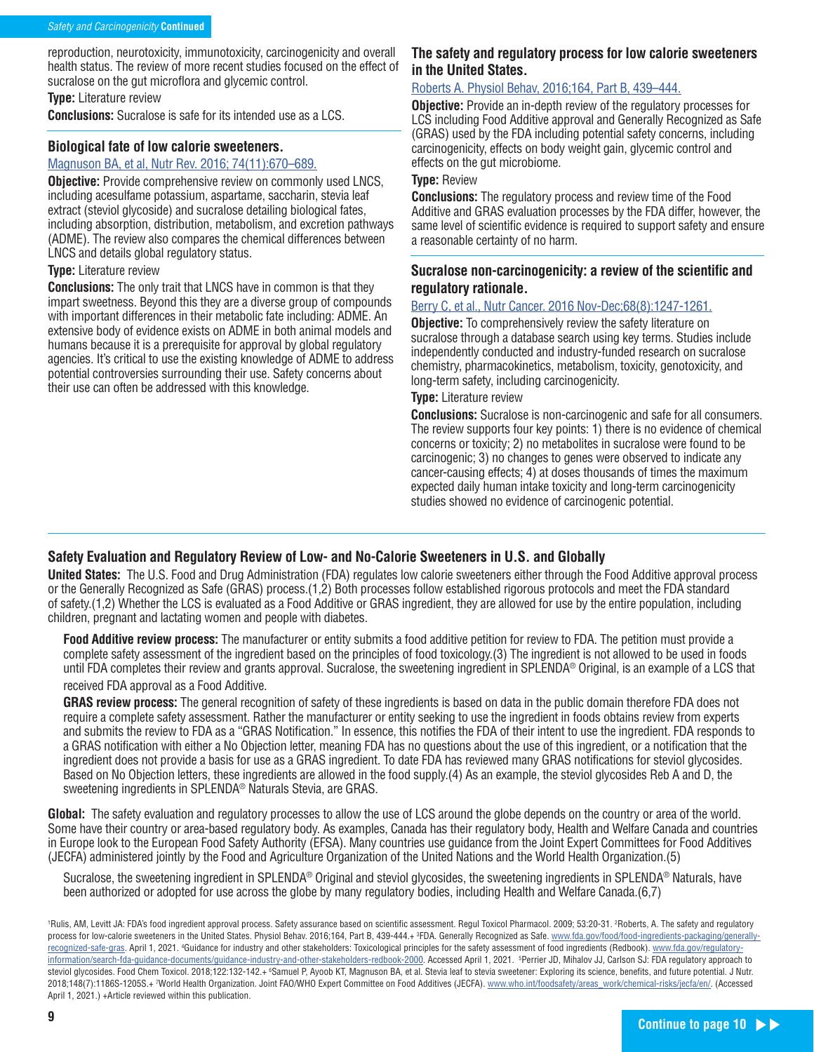reproduction, neurotoxicity, immunotoxicity, carcinogenicity and overall health status. The review of more recent studies focused on the effect of sucralose on the gut microflora and glycemic control.

**Type:** Literature review

**Conclusions:** Sucralose is safe for its intended use as a LCS.

### Biological fate of low calorie sweeteners.

[Magnuson BA, et al, Nutr Rev. 2016; 74(11):670–689.](#)

**Objective:** Provide comprehensive review on commonly used LNCS, including acesulfame potassium, aspartame, saccharin, stevia leaf extract (steviol glycoside) and sucralose detailing biological fates, including absorption, distribution, metabolism, and excretion pathways (ADME). The review also compares the chemical differences between LNCS and details global regulatory status.

**Type:** Literature review

**Conclusions:** The only trait that LNCS have in common is that they impart sweetness. Beyond this they are a diverse group of compounds with important differences in their metabolic fate including: ADME. An extensive body of evidence exists on ADME in both animal models and humans because it is a prerequisite for approval by global regulatory agencies. It's critical to use the existing knowledge of ADME to address potential controversies surrounding their use. Safety concerns about their use can often be addressed with this knowledge.

### The safety and regulatory process for low calorie sweeteners in the United States.

[Roberts A. Physiol Behav, 2016;164, Part B, 439–444.](#)

**Objective:** Provide an in-depth review of the regulatory processes for LCS including Food Additive approval and Generally Recognized as Safe (GRAS) used by the FDA including potential safety concerns, including carcinogenicity, effects on body weight gain, glycemic control and effects on the gut microbiome.

**Type:** Review

**Conclusions:** The regulatory process and review time of the Food Additive and GRAS evaluation processes by the FDA differ, however, the same level of scientific evidence is required to support safety and ensure a reasonable certainty of no harm.

### Sucralose non-carcinogenicity: a review of the scientific and regulatory rationale.

[Berry C, et al., Nutr Cancer. 2016 Nov-Dec;68(8):1247-1261.](#)

**Objective:** To comprehensively review the safety literature on sucralose through a database search using key terms. Studies include independently conducted and industry-funded research on sucralose chemistry, pharmacokinetics, metabolism, toxicity, genotoxicity, and long-term safety, including carcinogenicity.

**Type:** Literature review

**Conclusions:** Sucralose is non-carcinogenic and safe for all consumers. The review supports four key points: 1) there is no evidence of chemical concerns or toxicity; 2) no metabolites in sucralose were found to be carcinogenic; 3) no changes to genes were observed to indicate any cancer-causing effects; 4) at doses thousands of times the maximum expected daily human intake toxicity and long-term carcinogenicity studies showed no evidence of carcinogenic potential.

## Safety Evaluation and Regulatory Review of Low- and No-Calorie Sweeteners in U.S. and Globally

**United States:** The U.S. Food and Drug Administration (FDA) regulates low calorie sweeteners either through the Food Additive approval process or the Generally Recognized as Safe (GRAS) process.(1,2) Both processes follow established rigorous protocols and meet the FDA standard of safety.(1,2) Whether the LCS is evaluated as a Food Additive or GRAS ingredient, they are allowed for use by the entire population, including children, pregnant and lactating women and people with diabetes.

**Food Additive review process:** The manufacturer or entity submits a food additive petition for review to FDA. The petition must provide a complete safety assessment of the ingredient based on the principles of food toxicology.(3) The ingredient is not allowed to be used in foods until FDA completes their review and grants approval. Sucralose, the sweetening ingredient in SPLENDA® Original, is an example of a LCS that received FDA approval as a Food Additive.

**GRAS review process:** The general recognition of safety of these ingredients is based on data in the public domain therefore FDA does not require a complete safety assessment. Rather the manufacturer or entity seeking to use the ingredient in foods obtains review from experts and submits the review to FDA as a "GRAS Notification." In essence, this notifies the FDA of their intent to use the ingredient. FDA responds to a GRAS notification with either a No Objection letter, meaning FDA has no questions about the use of this ingredient, or a notification that the ingredient does not provide a basis for use as a GRAS ingredient. To date FDA has reviewed many GRAS notifications for steviol glycosides. Based on No Objection letters, these ingredients are allowed in the food supply.(4) As an example, the steviol glycosides Reb A and D, the sweetening ingredients in SPLENDA® Naturals Stevia, are GRAS.

**Global:** The safety evaluation and regulatory processes to allow the use of LCS around the globe depends on the country or area of the world. Some have their country or area-based regulatory body. As examples, Canada has their regulatory body, Health and Welfare Canada and countries in Europe look to the European Food Safety Authority (EFSA). Many countries use guidance from the Joint Expert Committees for Food Additives (JECFA) administered jointly by the Food and Agriculture Organization of the United Nations and the World Health Organization.(5)

Sucralose, the sweetening ingredient in SPLENDA® Original and steviol glycosides, the sweetening ingredients in SPLENDA® Naturals, have been authorized or adopted for use across the globe by many regulatory bodies, including Health and Welfare Canada.(6,7)

[1]Rulis, AM, Levitt JA: FDA's food ingredient approval process. Safety assurance based on scientific assessment. Regul Toxicol Pharmacol. 2009; 53:20-31. [2]Roberts, A. The safety and regulatory process for low-calorie sweeteners in the United States. Physiol Behav. 2016;164, Part B, 439-444.+ [3]FDA. Generally Recognized as Safe. www.fda.gov/food/food-ingredients-packaging/generally-recognized-safe-gras. April 1, 2021. [4]Guidance for industry and other stakeholders: Toxicological principles for the safety assessment of food ingredients (Redbook). www.fda.gov/regulatory-information/search-fda-guidance-documents/guidance-industry-and-other-stakeholders-redbook-2000. Accessed April 1, 2021. [5]Perrier JD, Mihalov JJ, Carlson SJ: FDA regulatory approach to steviol glycosides. Food Chem Toxicol. 2018;122:132-142.+ [6]Samuel P, Ayoob KT, Magnuson BA, et al. Stevia leaf to stevia sweetener: Exploring its science, benefits, and future potential. J Nutr. 2018;148(7):1186S-1205S.+ [7]World Health Organization. Joint FAO/WHO Expert Committee on Food Additives (JECFA). www.who.int/foodsafety/areas_work/chemical-risks/jecfa/en/. (Accessed April 1, 2021.) +Article reviewed within this publication.

Continue to page 10 ▶▶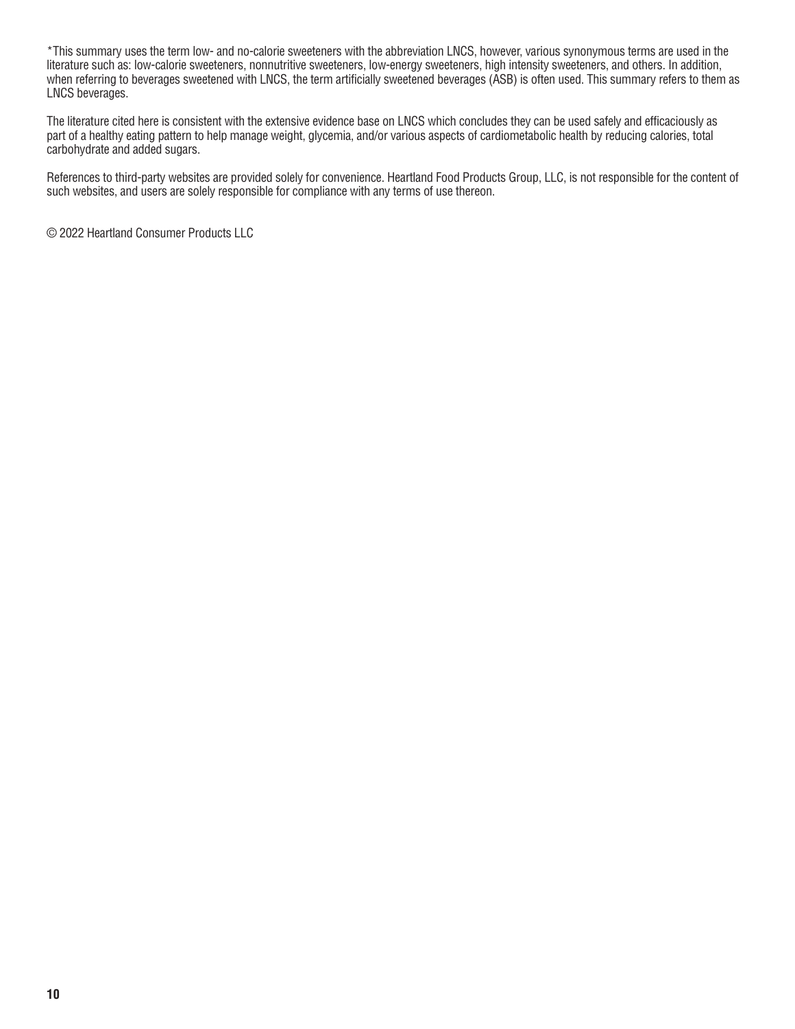*This summary uses the term low- and no-calorie sweeteners with the abbreviation LNCS, however, various synonymous terms are used in the literature such as: low-calorie sweeteners, nonnutritive sweeteners, low-energy sweeteners, high intensity sweeteners, and others. In addition, when referring to beverages sweetened with LNCS, the term artificially sweetened beverages (ASB) is often used. This summary refers to them as LNCS beverages.

The literature cited here is consistent with the extensive evidence base on LNCS which concludes they can be used safely and efficaciously as part of a healthy eating pattern to help manage weight, glycemia, and/or various aspects of cardiometabolic health by reducing calories, total carbohydrate and added sugars.

References to third-party websites are provided solely for convenience. Heartland Food Products Group, LLC, is not responsible for the content of such websites, and users are solely responsible for compliance with any terms of use thereon.

© 2022 Heartland Consumer Products LLC